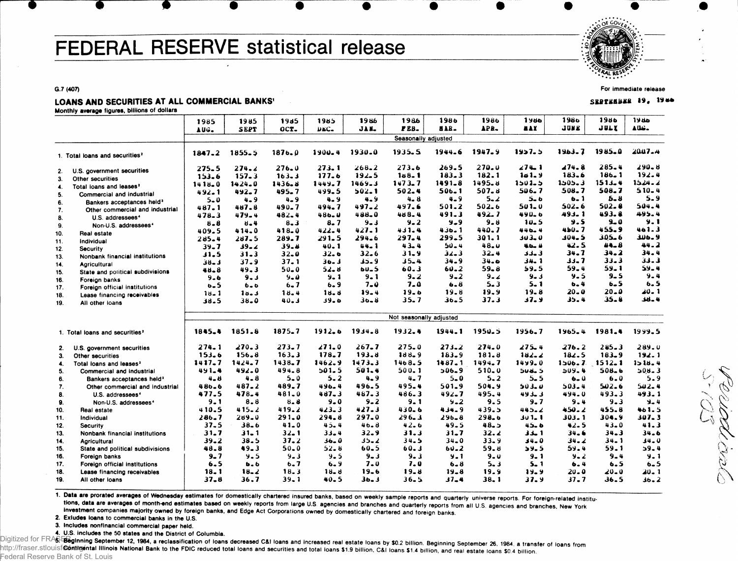# FEDERAL RESERVE statistical release

G.7 (407)

For immediate release

SEPTEMBER 19, 1986

## LOANS AND SECURITIES AT ALL COMMERCIAL BANKS[1]

Monthly average figures, billions of dollars

| | 1985 AUG. | 1985 SEPT | 1985 OCT. | 1985 DEC. | 1986 JAN. | 1986 FEB. | 1986 MAR. | 1986 APR. | 1986 MAY | 1986 JUNE | 1986 JULY | 1986 AUG. |
|---|---|---|---|---|---|---|---|---|---|---|---|---|
| | Seasonally adjusted | | | | | | | | | | | |
| 1. Total loans and securities[2] | 1847.2 | 1855.5 | 1876.0 | 1900.4 | 1930.0 | 1935.5 | 1944.6 | 1947.9 | 1957.5 | 1963.7 | 1985.0 | 2007.4 |
| 2. U.S. government securities | 275.5 | 274.2 | 276.0 | 273.1 | 268.2 | 273.6 | 269.5 | 270.0 | 274.1 | 274.8 | 285.4 | 290.8 |
| 3. Other securities | 153.6 | 157.3 | 163.3 | 177.6 | 192.5 | 188.1 | 183.3 | 182.1 | 181.9 | 183.6 | 186.1 | 192.4 |
| 4. Total loans and leases[2] | 1418.0 | 1424.0 | 1436.8 | 1449.7 | 1469.3 | 1473.7 | 1491.8 | 1495.8 | 1501.5 | 1505.3 | 1513.4 | 1524.2 |
| 5. Commercial and industrial | 492.1 | 492.7 | 495.7 | 499.5 | 502.1 | 502.4 | 506.1 | 507.8 | 506.7 | 508.7 | 508.7 | 510.4 |
| 6. Bankers acceptances held[3] | 5.0 | 4.9 | 4.9 | 4.9 | 4.9 | 4.8 | 4.9 | 5.2 | 5.6 | 6.1 | 5.8 | 5.9 |
| 7. Other commercial and industrial | 487.1 | 487.8 | 490.7 | 494.7 | 497.2 | 497.6 | 501.2 | 502.6 | 501.0 | 502.6 | 502.8 | 504.4 |
| 8. U.S. addressees[4] | 478.3 | 479.4 | 482.4 | 486.0 | 488.0 | 488.4 | 491.3 | 492.7 | 490.6 | 493.1 | 493.8 | 495.4 |
| 9. Non-U.S. addressees[4] | 8.8 | 8.4 | 8.3 | 8.7 | 9.3 | 9.2 | 9.9 | 9.8 | 10.5 | 9.5 | 9.0 | 9.1 |
| 10. Real estate | 409.5 | 414.0 | 418.0 | 422.4 | 427.1 | 431.4 | 436.1 | 440.7 | 446.4 | 450.7 | 455.9 | 461.3 |
| 11. Individual | 285.4 | 287.5 | 289.7 | 291.5 | 294.6 | 297.4 | 299.5 | 301.1 | 303.0 | 304.5 | 305.6 | 306.9 |
| 12. Security | 39.7 | 39.2 | 39.8 | 40.1 | 44.1 | 43.4 | 50.4 | 48.0 | 46.8 | 42.5 | 44.8 | 44.2 |
| 13. Nonbank financial institutions | 31.5 | 31.3 | 32.0 | 32.6 | 32.6 | 31.9 | 32.3 | 32.4 | 33.3 | 34.7 | 34.2 | 34.4 |
| 14. Agricultural | 38.3 | 37.9 | 37.1 | 36.3 | 35.9 | 35.4 | 34.9 | 34.6 | 34.1 | 33.7 | 33.3 | 33.3 |
| 15. State and political subdivisions | 48.8 | 49.3 | 50.0 | 52.8 | 60.5 | 60.3 | 60.2 | 59.8 | 59.5 | 59.4 | 59.1 | 59.4 |
| 16. Foreign banks | 9.6 | 9.3 | 9.0 | 9.1 | 9.1 | 9.2 | 9.2 | 9.2 | 9.3 | 9.5 | 9.5 | 9.4 |
| 17. Foreign official institutions | 6.5 | 6.6 | 6.7 | 6.9 | 7.0 | 7.0 | 6.8 | 5.3 | 5.1 | 6.4 | 6.5 | 6.5 |
| 18. Lease financing receivables | 18.1 | 18.3 | 18.4 | 18.8 | 19.4 | 19.6 | 19.8 | 19.9 | 19.8 | 20.0 | 20.0 | 20.1 |
| 19. All other loans | 38.5 | 38.0 | 40.3 | 39.6 | 36.8 | 35.7 | 36.5 | 37.3 | 37.9 | 35.4 | 35.8 | 38.4 |
| | Not seasonally adjusted | | | | | | | | | | | |
| 1. Total loans and securities[2] | 1845.4 | 1851.8 | 1875.7 | 1912.6 | 1934.8 | 1932.4 | 1944.1 | 1950.5 | 1956.7 | 1965.4 | 1981.4 | 1999.5 |
| 2. U.S. government securities | 274.1 | 270.3 | 273.7 | 271.0 | 267.7 | 275.0 | 273.2 | 274.0 | 275.4 | 276.2 | 285.3 | 289.0 |
| 3. Other securities | 153.6 | 156.8 | 163.3 | 178.7 | 193.8 | 188.9 | 183.9 | 181.8 | 182.2 | 182.5 | 183.9 | 192.1 |
| 4. Total loans and leases[2] | 1417.7 | 1424.7 | 1438.7 | 1462.9 | 1473.3 | 1468.5 | 1487.1 | 1494.7 | 1499.0 | 1506.7 | 1512.1 | 1518.4 |
| 5. Commercial and industrial | 491.4 | 492.0 | 494.8 | 501.5 | 501.4 | 500.1 | 506.9 | 510.0 | 508.5 | 509.4 | 508.6 | 508.3 |
| 6. Bankers acceptances held[3] | 4.8 | 4.8 | 5.0 | 5.2 | 4.9 | 4.7 | 5.0 | 5.2 | 5.5 | 6.0 | 6.0 | 5.9 |
| 7. Other commercial and industrial | 486.6 | 487.2 | 489.7 | 496.4 | 496.5 | 495.4 | 501.9 | 504.9 | 503.0 | 503.4 | 502.6 | 502.4 |
| 8. U.S. addressees[4] | 477.5 | 478.4 | 481.0 | 487.3 | 487.3 | 486.3 | 492.7 | 495.4 | 493.3 | 494.0 | 493.3 | 493.1 |
| 9. Non-U.S. addressees[4] | 9.1 | 8.8 | 8.8 | 9.0 | 9.2 | 9.1 | 9.2 | 9.5 | 9.7 | 9.4 | 9.3 | 9.4 |
| 10. Real estate | 410.5 | 415.2 | 419.2 | 423.3 | 427.3 | 430.6 | 434.9 | 439.5 | 445.2 | 450.2 | 455.8 | 461.5 |
| 11. Individual | 286.7 | 289.0 | 291.0 | 294.8 | 297.0 | 296.3 | 296.8 | 298.6 | 301.1 | 303.1 | 304.9 | 307.3 |
| 12. Security | 37.5 | 38.6 | 41.0 | 45.4 | 46.8 | 42.6 | 49.5 | 48.5 | 45.6 | 42.5 | 43.0 | 41.3 |
| 13. Nonbank financial institutions | 31.7 | 31.1 | 32.1 | 33.4 | 32.9 | 31.3 | 31.7 | 32.2 | 33.1 | 34.6 | 34.3 | 34.6 |
| 14. Agricultural | 39.2 | 38.5 | 37.2 | 36.0 | 35.2 | 34.5 | 34.0 | 33.9 | 34.0 | 34.2 | 34.1 | 34.0 |
| 15. State and political subdivisions | 48.8 | 49.3 | 50.0 | 52.8 | 60.5 | 60.3 | 60.2 | 59.8 | 59.5 | 59.4 | 59.1 | 59.4 |
| 16. Foreign banks | 9.7 | 9.5 | 9.3 | 9.5 | 9.3 | 9.3 | 9.1 | 9.0 | 9.1 | 9.2 | 9.4 | 9.1 |
| 17. Foreign official institutions | 6.5 | 6.6 | 6.7 | 6.9 | 7.0 | 7.0 | 6.8 | 5.3 | 5.1 | 6.4 | 6.5 | 6.5 |
| 18. Lease financing receivables | 18.1 | 18.2 | 18.3 | 18.8 | 19.6 | 19.8 | 19.8 | 19.9 | 19.9 | 20.0 | 20.0 | 20.1 |
| 19. All other loans | 37.8 | 36.7 | 39.1 | 40.5 | 36.3 | 36.5 | 37.4 | 38.1 | 37.9 | 37.7 | 36.5 | 36.2 |

1. Data are prorated averages of Wednesday estimates for domestically chartered insured banks, based on weekly sample reports and quarterly universe reports. For foreign-related institutions, data are averages of month-end estimates based on weekly reports from large U.S. agencies and branches and quarterly reports from all U.S. agencies and branches, New York investment companies majority owned by foreign banks, and Edge Act Corporations owned by domestically chartered and foreign banks.
2. Exludes loans to commercial banks in the U.S.
3. Includes nonfinancial commercial paper held.
4. U.S. includes the 50 states and the District of Columbia.
5. Beginning September 12, 1984, a reclassification of loans decreased C&I loans and increased real estate loans by $0.2 billion. Beginning September 26, 1984, a transfer of loans from Continental Illinois National Bank to the FDIC reduced total loans and securities and total loans $1.9 billion, C&I loans $1.4 billion, and real estate loans $0.4 billion.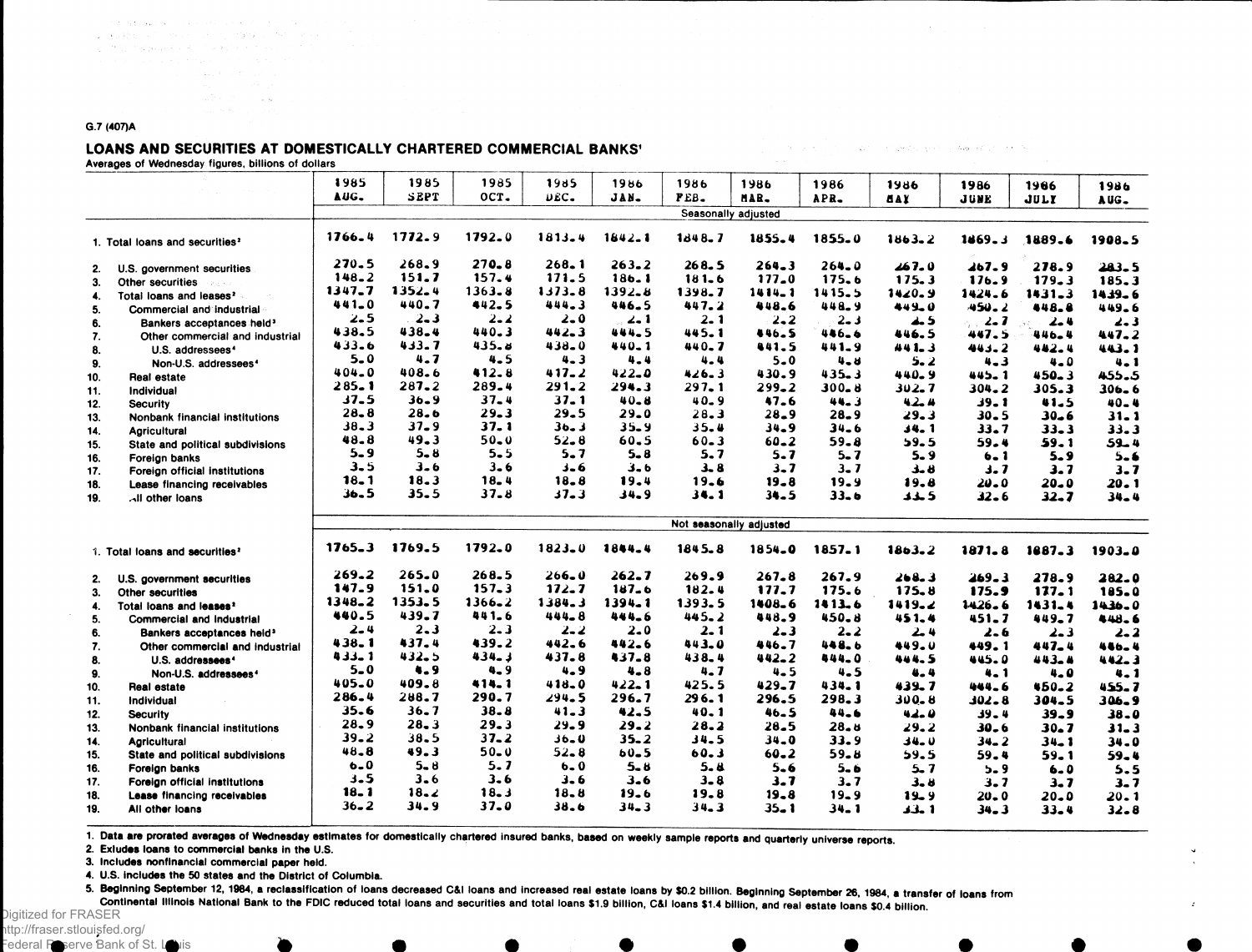G.7 (407)A

## LOANS AND SECURITIES AT DOMESTICALLY CHARTERED COMMERCIAL BANKS[1]

Averages of Wednesday figures, billions of dollars

| | 1985 AUG. | 1985 SEPT | 1985 OCT. | 1985 DEC. | 1986 JAN. | 1986 FEB. | 1986 MAR. | 1986 APR. | 1986 MAY | 1986 JUNE | 1986 JULY | 1986 AUG. |
|---|---|---|---|---|---|---|---|---|---|---|---|---|
| | Seasonally adjusted | | | | | | | | | | | |
| 1. Total loans and securities[2] | 1766.4 | 1772.9 | 1792.0 | 1813.4 | 1842.1 | 1848.7 | 1855.4 | 1855.0 | 1863.2 | 1869.3 | 1889.6 | 1908.5 |
| 2. U.S. government securities | 270.5 | 268.9 | 270.8 | 268.1 | 263.2 | 268.5 | 264.3 | 264.0 | 267.0 | 267.9 | 278.9 | 283.5 |
| 3. Other securities | 148.2 | 151.7 | 157.4 | 171.5 | 186.1 | 181.6 | 177.0 | 175.6 | 175.3 | 176.9 | 179.3 | 185.3 |
| 4. Total loans and leases[2] | 1347.7 | 1352.4 | 1363.8 | 1373.8 | 1392.8 | 1398.7 | 1414.1 | 1415.5 | 1420.9 | 1424.6 | 1431.3 | 1439.6 |
| 5. Commercial and industrial | 441.0 | 440.7 | 442.5 | 444.3 | 446.5 | 447.2 | 448.6 | 448.9 | 449.0 | 450.2 | 448.8 | 449.6 |
| 6. Bankers acceptances held[3] | 2.5 | 2.3 | 2.2 | 2.0 | 2.1 | 2.1 | 2.2 | 2.3 | 2.5 | 2.7 | 2.4 | 2.3 |
| 7. Other commercial and industrial | 438.5 | 438.4 | 440.3 | 442.3 | 444.5 | 445.1 | 446.5 | 446.6 | 446.5 | 447.5 | 446.4 | 447.2 |
| 8. U.S. addressees[4] | 433.6 | 433.7 | 435.8 | 438.0 | 440.1 | 440.7 | 441.5 | 441.9 | 441.3 | 443.2 | 442.4 | 443.1 |
| 9. Non-U.S. addressees[4] | 5.0 | 4.7 | 4.5 | 4.3 | 4.4 | 4.4 | 5.0 | 4.8 | 5.2 | 4.3 | 4.0 | 4.1 |
| 10. Real estate | 404.0 | 408.6 | 412.8 | 417.2 | 422.0 | 426.3 | 430.9 | 435.3 | 440.9 | 445.1 | 450.3 | 455.5 |
| 11. Individual | 285.1 | 287.2 | 289.4 | 291.2 | 294.3 | 297.1 | 299.2 | 300.8 | 302.7 | 304.2 | 305.3 | 306.6 |
| 12. Security | 37.5 | 36.9 | 37.4 | 37.1 | 40.8 | 40.9 | 47.6 | 44.3 | 42.4 | 39.1 | 41.5 | 40.4 |
| 13. Nonbank financial institutions | 28.8 | 28.6 | 29.3 | 29.5 | 29.0 | 28.3 | 28.9 | 28.9 | 29.3 | 30.5 | 30.6 | 31.1 |
| 14. Agricultural | 38.3 | 37.9 | 37.1 | 36.3 | 35.9 | 35.4 | 34.9 | 34.6 | 34.1 | 33.7 | 33.3 | 33.3 |
| 15. State and political subdivisions | 48.8 | 49.3 | 50.0 | 52.8 | 60.5 | 60.3 | 60.2 | 59.8 | 59.5 | 59.4 | 59.1 | 59.4 |
| 16. Foreign banks | 5.9 | 5.8 | 5.5 | 5.7 | 5.8 | 5.7 | 5.7 | 5.7 | 5.9 | 6.1 | 5.9 | 5.6 |
| 17. Foreign official institutions | 3.5 | 3.6 | 3.6 | 3.6 | 3.6 | 3.8 | 3.7 | 3.7 | 3.8 | 3.7 | 3.7 | 3.7 |
| 18. Lease financing receivables | 18.1 | 18.3 | 18.4 | 18.8 | 19.4 | 19.6 | 19.8 | 19.9 | 19.8 | 20.0 | 20.0 | 20.1 |
| 19. All other loans | 36.5 | 35.5 | 37.8 | 37.3 | 34.9 | 34.1 | 34.5 | 33.6 | 33.5 | 32.6 | 32.7 | 34.4 |
| | Not seasonally adjusted | | | | | | | | | | | |
| 1. Total loans and securities[2] | 1765.3 | 1769.5 | 1792.0 | 1823.0 | 1844.4 | 1845.8 | 1854.0 | 1857.1 | 1863.2 | 1871.8 | 1887.3 | 1903.0 |
| 2. U.S. government securities | 269.2 | 265.0 | 268.5 | 266.0 | 262.7 | 269.9 | 267.8 | 267.9 | 268.3 | 269.3 | 278.9 | 282.0 |
| 3. Other securities | 147.9 | 151.0 | 157.3 | 172.7 | 187.6 | 182.4 | 177.7 | 175.6 | 175.8 | 175.9 | 177.1 | 185.0 |
| 4. Total loans and leases[2] | 1348.2 | 1353.5 | 1366.2 | 1384.3 | 1394.1 | 1393.5 | 1408.6 | 1413.6 | 1419.2 | 1426.6 | 1431.4 | 1436.0 |
| 5. Commercial and industrial | 440.5 | 439.7 | 441.6 | 444.8 | 444.6 | 445.2 | 448.9 | 450.8 | 451.4 | 451.7 | 449.7 | 448.6 |
| 6. Bankers acceptances held[3] | 2.4 | 2.3 | 2.3 | 2.2 | 2.0 | 2.1 | 2.3 | 2.2 | 2.4 | 2.6 | 2.3 | 2.2 |
| 7. Other commercial and industrial | 438.1 | 437.4 | 439.2 | 442.6 | 442.6 | 443.0 | 446.7 | 448.6 | 449.0 | 449.1 | 447.4 | 446.4 |
| 8. U.S. addressees[4] | 433.1 | 432.5 | 434.3 | 437.8 | 437.8 | 438.4 | 442.2 | 444.0 | 444.5 | 445.0 | 443.4 | 442.3 |
| 9. Non-U.S. addressees[4] | 5.0 | 4.9 | 4.9 | 4.9 | 4.8 | 4.7 | 4.5 | 4.5 | 4.4 | 4.1 | 4.0 | 4.1 |
| 10. Real estate | 405.0 | 409.8 | 414.1 | 418.0 | 422.1 | 425.5 | 429.7 | 434.1 | 439.7 | 444.6 | 450.2 | 455.7 |
| 11. Individual | 286.4 | 288.7 | 290.7 | 294.5 | 296.7 | 296.1 | 296.5 | 298.3 | 300.8 | 302.8 | 304.5 | 306.9 |
| 12. Security | 35.6 | 36.7 | 38.8 | 41.3 | 42.5 | 40.1 | 46.5 | 44.6 | 42.0 | 39.4 | 39.9 | 38.0 |
| 13. Nonbank financial institutions | 28.9 | 28.3 | 29.3 | 29.9 | 29.2 | 28.2 | 28.5 | 28.8 | 29.2 | 30.6 | 30.7 | 31.3 |
| 14. Agricultural | 39.2 | 38.5 | 37.2 | 36.0 | 35.2 | 34.5 | 34.0 | 33.9 | 34.0 | 34.2 | 34.1 | 34.0 |
| 15. State and political subdivisions | 48.8 | 49.3 | 50.0 | 52.8 | 60.5 | 60.3 | 60.2 | 59.8 | 59.5 | 59.4 | 59.1 | 59.4 |
| 16. Foreign banks | 6.0 | 5.8 | 5.7 | 6.0 | 5.8 | 5.8 | 5.6 | 5.6 | 5.7 | 5.9 | 6.0 | 5.5 |
| 17. Foreign official institutions | 3.5 | 3.6 | 3.6 | 3.6 | 3.6 | 3.8 | 3.7 | 3.7 | 3.8 | 3.7 | 3.7 | 3.7 |
| 18. Lease financing receivables | 18.1 | 18.2 | 18.3 | 18.8 | 19.6 | 19.8 | 19.8 | 19.9 | 19.9 | 20.0 | 20.0 | 20.1 |
| 19. All other loans | 36.2 | 34.9 | 37.0 | 38.6 | 34.3 | 34.3 | 35.1 | 34.1 | 33.1 | 34.3 | 33.4 | 32.8 |

1. Data are prorated averages of Wednesday estimates for domestically chartered insured banks, based on weekly sample reports and quarterly universe reports.
2. Exludes loans to commercial banks in the U.S.
3. Includes nonfinancial commercial paper held.
4. U.S. includes the 50 states and the District of Columbia.
5. Beginning September 12, 1984, a reclassification of loans decreased C&I loans and increased real estate loans by $0.2 billion. Beginning September 26, 1984, a transfer of loans from Continental Illinois National Bank to the FDIC reduced total loans and securities and total loans $1.9 billion, C&I loans $1.4 billion, and real estate loans $0.4 billion.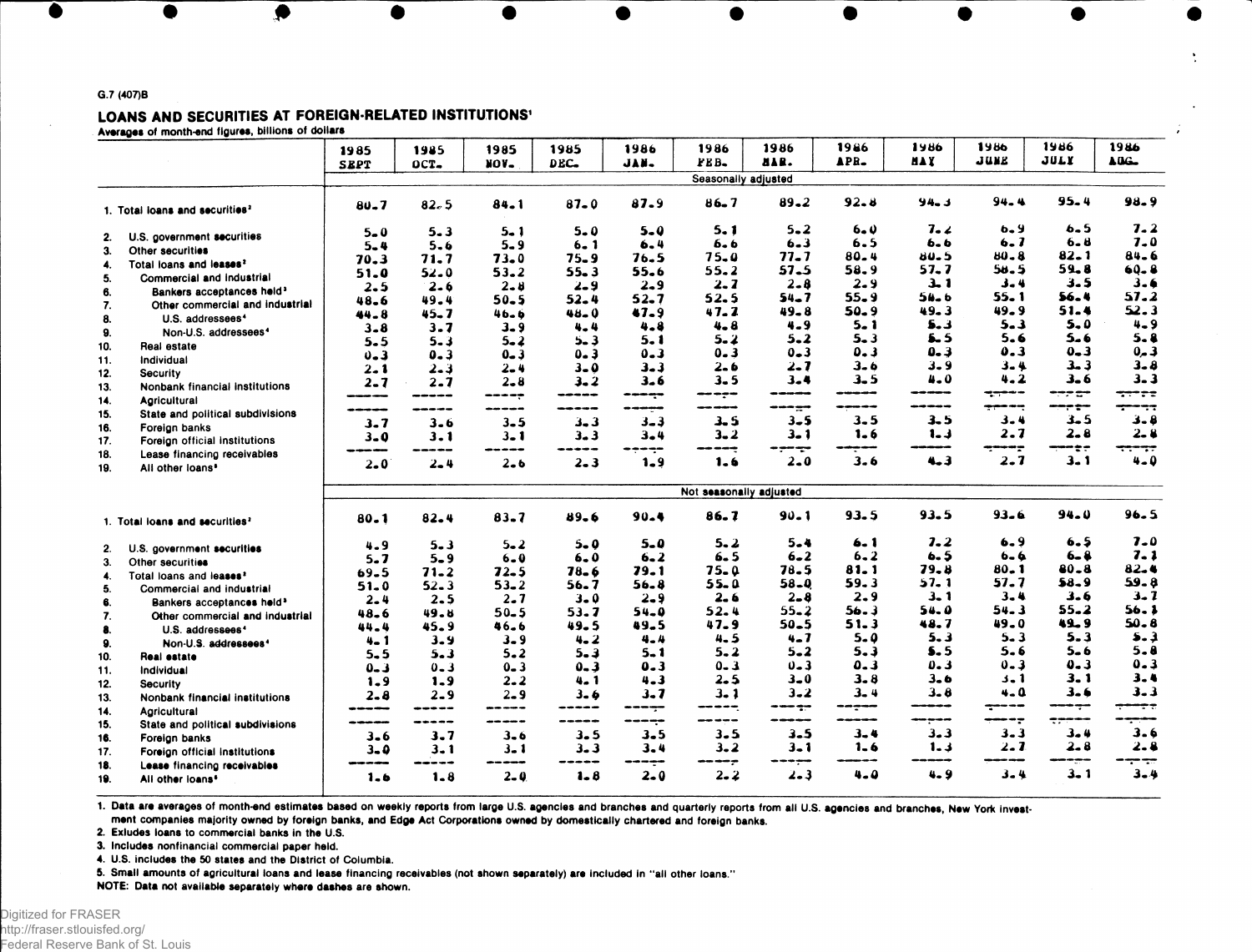G.7 (407)B

## LOANS AND SECURITIES AT FOREIGN-RELATED INSTITUTIONS[1]

Averages of month-end figures, billions of dollars

| | 1985 SEPT | 1985 OCT. | 1985 NOV. | 1985 DEC. | 1986 JAN. | 1986 FEB. | 1986 MAR. | 1986 APR. | 1986 MAY | 1986 JUNE | 1986 JULY | 1986 AUG. |
|---|---|---|---|---|---|---|---|---|---|---|---|---|
| | Seasonally adjusted | | | | | | | | | | | |
| 1. Total loans and securities[2] | 80.7 | 82.5 | 84.1 | 87.0 | 87.9 | 86.7 | 89.2 | 92.8 | 94.3 | 94.4 | 95.4 | 98.9 |
| 2. U.S. government securities | 5.0 | 5.3 | 5.1 | 5.0 | 5.0 | 5.1 | 5.2 | 6.0 | 7.2 | 6.9 | 6.5 | 7.2 |
| 3. Other securities | 5.4 | 5.6 | 5.9 | 6.1 | 6.4 | 6.6 | 6.3 | 6.5 | 6.6 | 6.7 | 6.8 | 7.0 |
| 4. Total loans and leases[2] | 70.3 | 71.7 | 73.0 | 75.9 | 76.5 | 75.0 | 77.7 | 80.4 | 80.5 | 80.8 | 82.1 | 84.6 |
| 5. Commercial and industrial | 51.0 | 52.0 | 53.2 | 55.3 | 55.6 | 55.2 | 57.5 | 58.9 | 57.7 | 58.5 | 59.8 | 60.8 |
| 6. Bankers acceptances held[3] | 2.5 | 2.6 | 2.8 | 2.9 | 2.9 | 2.7 | 2.8 | 2.9 | 3.1 | 3.4 | 3.5 | 3.6 |
| 7. Other commercial and industrial | 48.6 | 49.4 | 50.5 | 52.4 | 52.7 | 52.5 | 54.7 | 55.9 | 54.6 | 55.1 | 56.4 | 57.2 |
| 8. U.S. addressees[4] | 44.8 | 45.7 | 46.6 | 48.0 | 47.9 | 47.7 | 49.8 | 50.9 | 49.3 | 49.9 | 51.4 | 52.3 |
| 9. Non-U.S. addressees[4] | 3.8 | 3.7 | 3.9 | 4.4 | 4.8 | 4.8 | 4.9 | 5.1 | 5.3 | 5.3 | 5.0 | 4.9 |
| 10. Real estate | 5.5 | 5.3 | 5.2 | 5.3 | 5.1 | 5.2 | 5.2 | 5.3 | 5.5 | 5.6 | 5.6 | 5.8 |
| 11. Individual | 0.3 | 0.3 | 0.3 | 0.3 | 0.3 | 0.3 | 0.3 | 0.3 | 0.3 | 0.3 | 0.3 | 0.3 |
| 12. Security | 2.1 | 2.3 | 2.4 | 3.0 | 3.3 | 2.6 | 2.7 | 3.6 | 3.9 | 3.4 | 3.3 | 3.8 |
| 13. Nonbank financial institutions | 2.7 | 2.7 | 2.8 | 3.2 | 3.6 | 3.5 | 3.4 | 3.5 | 4.0 | 4.2 | 3.6 | 3.3 |
| 14. Agricultural | ----- | ----- | ----- | ----- | ----- | ----- | ----- | ----- | ----- | ----- | ----- | ----- |
| 15. State and political subdivisions | ----- | ----- | ----- | ----- | ----- | ----- | ----- | ----- | ----- | ----- | ----- | ----- |
| 16. Foreign banks | 3.7 | 3.6 | 3.5 | 3.3 | 3.3 | 3.5 | 3.5 | 3.5 | 3.5 | 3.4 | 3.5 | 3.8 |
| 17. Foreign official institutions | 3.0 | 3.1 | 3.1 | 3.3 | 3.4 | 3.2 | 3.1 | 1.6 | 1.3 | 2.7 | 2.8 | 2.8 |
| 18. Lease financing receivables | ----- | ----- | ----- | ----- | ----- | ----- | ----- | ----- | ----- | ----- | ----- | ----- |
| 19. All other loans[5] | 2.0 | 2.4 | 2.6 | 2.3 | 1.9 | 1.6 | 2.0 | 3.6 | 4.3 | 2.7 | 3.1 | 4.0 |
| | Not seasonally adjusted | | | | | | | | | | | |
| 1. Total loans and securities[2] | 80.1 | 82.4 | 83.7 | 89.6 | 90.4 | 86.7 | 90.1 | 93.5 | 93.5 | 93.6 | 94.0 | 96.5 |
| 2. U.S. government securities | 4.9 | 5.3 | 5.2 | 5.0 | 5.0 | 5.2 | 5.4 | 6.1 | 7.2 | 6.9 | 6.5 | 7.0 |
| 3. Other securities | 5.7 | 5.9 | 6.0 | 6.0 | 6.2 | 6.5 | 6.2 | 6.2 | 6.5 | 6.6 | 6.8 | 7.1 |
| 4. Total loans and leases[2] | 69.5 | 71.2 | 72.5 | 78.6 | 79.1 | 75.0 | 78.5 | 81.1 | 79.8 | 80.1 | 80.8 | 82.4 |
| 5. Commercial and industrial | 51.0 | 52.3 | 53.2 | 56.7 | 56.8 | 55.0 | 58.0 | 59.3 | 57.1 | 57.7 | 58.9 | 59.8 |
| 6. Bankers acceptances held[3] | 2.4 | 2.5 | 2.7 | 3.0 | 2.9 | 2.6 | 2.8 | 2.9 | 3.1 | 3.4 | 3.6 | 3.7 |
| 7. Other commercial and industrial | 48.6 | 49.8 | 50.5 | 53.7 | 54.0 | 52.4 | 55.2 | 56.3 | 54.0 | 54.3 | 55.2 | 56.1 |
| 8. U.S. addressees[4] | 44.4 | 45.9 | 46.6 | 49.5 | 49.5 | 47.9 | 50.5 | 51.3 | 48.7 | 49.0 | 49.9 | 50.8 |
| 9. Non-U.S. addressees[4] | 4.1 | 3.9 | 3.9 | 4.2 | 4.4 | 4.5 | 4.7 | 5.0 | 5.3 | 5.3 | 5.3 | 5.3 |
| 10. Real estate | 5.5 | 5.3 | 5.2 | 5.3 | 5.1 | 5.2 | 5.2 | 5.3 | 5.5 | 5.6 | 5.6 | 5.8 |
| 11. Individual | 0.3 | 0.3 | 0.3 | 0.3 | 0.3 | 0.3 | 0.3 | 0.3 | 0.3 | 0.3 | 0.3 | 0.3 |
| 12. Security | 1.9 | 1.9 | 2.2 | 4.1 | 4.3 | 2.5 | 3.0 | 3.8 | 3.6 | 3.1 | 3.1 | 3.4 |
| 13. Nonbank financial institutions | 2.8 | 2.9 | 2.9 | 3.6 | 3.7 | 3.1 | 3.2 | 3.4 | 3.8 | 4.0 | 3.6 | 3.3 |
| 14. Agricultural | ----- | ----- | ----- | ----- | ----- | ----- | ----- | ----- | ----- | ----- | ----- | ----- |
| 15. State and political subdivisions | ----- | ----- | ----- | ----- | ----- | ----- | ----- | ----- | ----- | ----- | ----- | ----- |
| 16. Foreign banks | 3.6 | 3.7 | 3.6 | 3.5 | 3.5 | 3.5 | 3.5 | 3.4 | 3.3 | 3.3 | 3.4 | 3.6 |
| 17. Foreign official institutions | 3.0 | 3.1 | 3.1 | 3.3 | 3.4 | 3.2 | 3.1 | 1.6 | 1.3 | 2.7 | 2.8 | 2.8 |
| 18. Lease financing receivables | ----- | ----- | ----- | ----- | ----- | ----- | ----- | ----- | ----- | ----- | ----- | ----- |
| 19. All other loans[5] | 1.6 | 1.8 | 2.0 | 1.8 | 2.0 | 2.2 | 2.3 | 4.0 | 4.9 | 3.4 | 3.1 | 3.4 |

1. Data are averages of month-end estimates based on weekly reports from large U.S. agencies and branches and quarterly reports from all U.S. agencies and branches, New York investment companies majority owned by foreign banks, and Edge Act Corporations owned by domestically chartered and foreign banks.
2. Exludes loans to commercial banks in the U.S.
3. Includes nonfinancial commercial paper held.
4. U.S. includes the 50 states and the District of Columbia.
5. Small amounts of agricultural loans and lease financing receivables (not shown separately) are included in "all other loans."

NOTE: Data not available separately where dashes are shown.